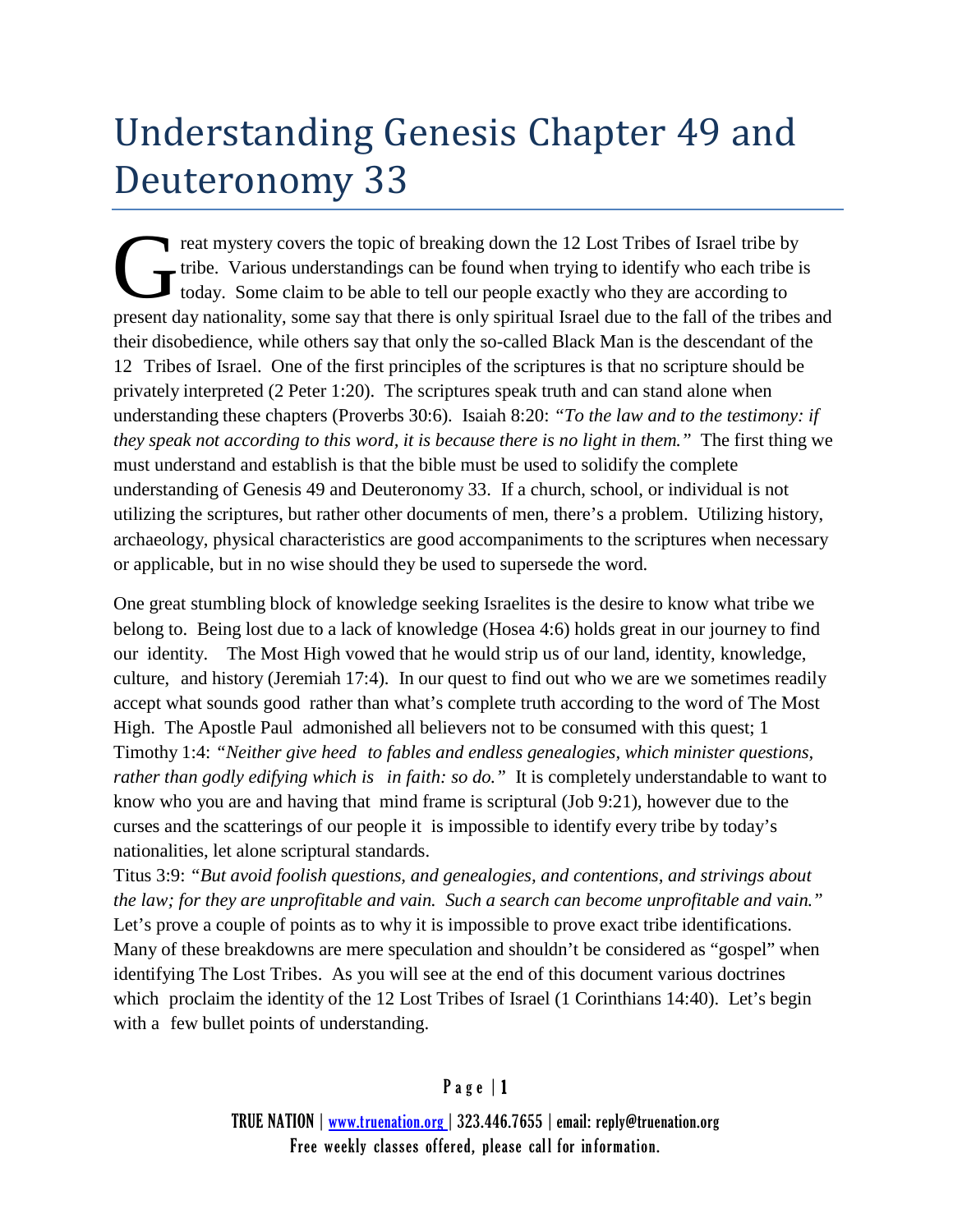# Understanding Genesis Chapter 49 and Deuteronomy 33

Great mystery covers the topic of breaking down the 12 Lost Tribes of Israel tribe by tribe. Various understandings can be found when trying to identify who each tribe is today. Some claim to be able to tell our people exactly who they are according to present day nationality, some say that there is only spiritual Israel due to the fall of the tribes and their disobedience, while others say that only the so-called Black Man is the descendant of the 12 Tribes of Israel. One of the first principles of the scriptures is that no scripture should be privately interpreted (2 Peter 1:20). The scriptures speak truth and can stand alone when understanding these chapters (Proverbs 30:6). Isaiah 8:20: *"To the law and to the testimony: if they speak not according to this word, it is because there is no light in them."* The first thing we must understand and establish is that the bible must be used to solidify the complete understanding of Genesis 49 and Deuteronomy 33. If a church, school, or individual is not utilizing the scriptures, but rather other documents of men, there's a problem. Utilizing history, archaeology, physical characteristics are good accompaniments to the scriptures when necessary or applicable, but in no wise should they be used to supersede the word.

One great stumbling block of knowledge seeking Israelites is the desire to know what tribe we belong to. Being lost due to a lack of knowledge (Hosea 4:6) holds great in our journey to find our identity. The Most High vowed that he would strip us of our land, identity, knowledge, culture, and history (Jeremiah 17:4). In our quest to find out who we are we sometimes readily accept what sounds good rather than what's complete truth according to the word of The Most High. The Apostle Paul admonished all believers not to be consumed with this quest; 1 Timothy 1:4: *"Neither give heed to fables and endless genealogies, which minister questions, rather than godly edifying which is in faith: so do."* It is completely understandable to want to know who you are and having that mind frame is scriptural (Job 9:21), however due to the curses and the scatterings of our people it is impossible to identify every tribe by today's nationalities, let alone scriptural standards.

Titus 3:9: *"But avoid foolish questions, and genealogies, and contentions, and strivings about the law; for they are unprofitable and vain. Such a search can become unprofitable and vain."* Let's prove a couple of points as to why it is impossible to prove exact tribe identifications. Many of these breakdowns are mere speculation and shouldn't be considered as "gospel" when identifying The Lost Tribes. As you will see at the end of this document various doctrines which proclaim the identity of the 12 Lost Tribes of Israel (1 Corinthians 14:40). Let's begin with a few bullet points of understanding.

TRUE NATION | www.truenation.org | 323.446.7655 | email: reply@truenation.org
Free weekly classes offered, please call for information.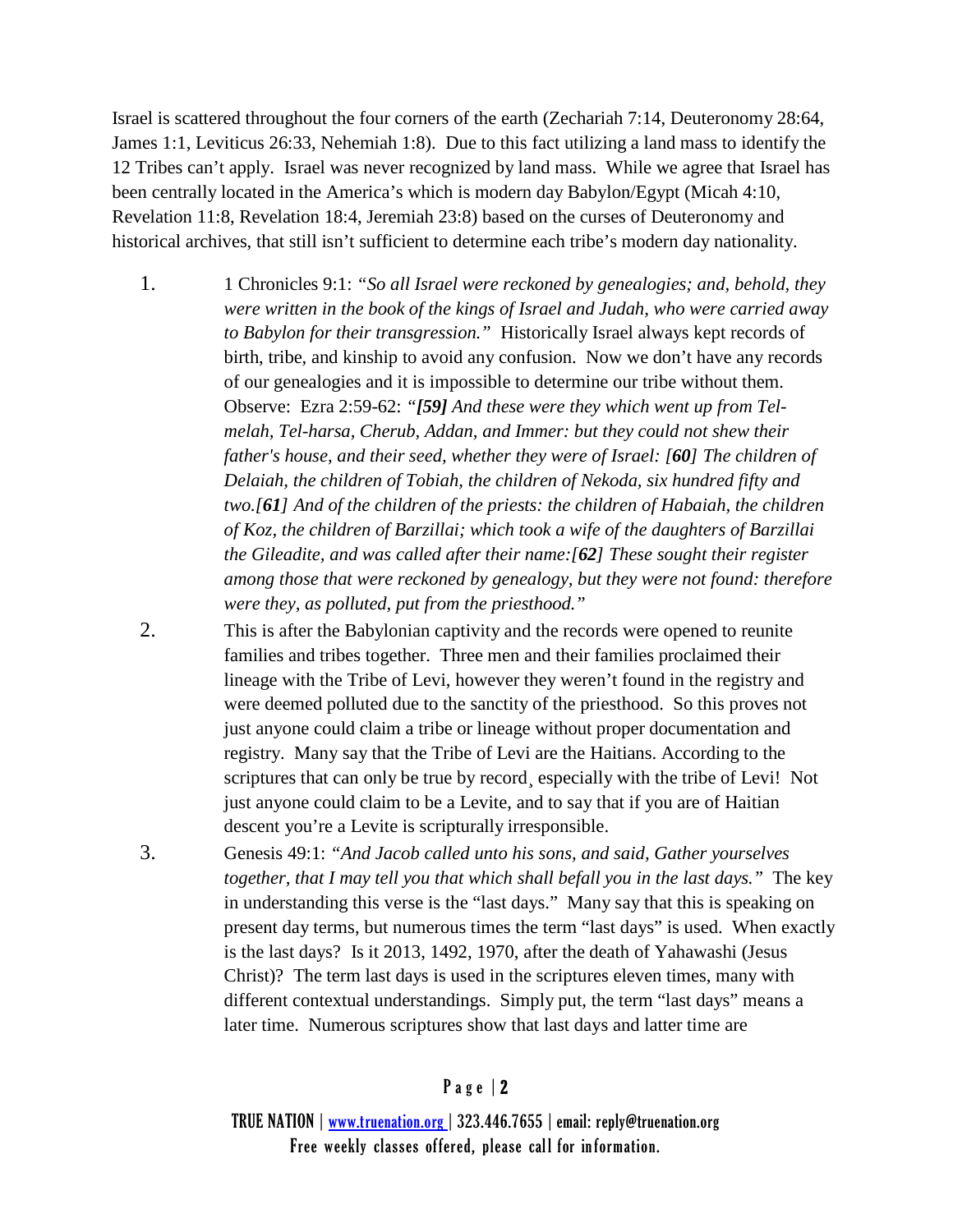Israel is scattered throughout the four corners of the earth (Zechariah 7:14, Deuteronomy 28:64, James 1:1, Leviticus 26:33, Nehemiah 1:8). Due to this fact utilizing a land mass to identify the 12 Tribes can't apply. Israel was never recognized by land mass. While we agree that Israel has been centrally located in the America's which is modern day Babylon/Egypt (Micah 4:10, Revelation 11:8, Revelation 18:4, Jeremiah 23:8) based on the curses of Deuteronomy and historical archives, that still isn't sufficient to determine each tribe's modern day nationality.

1. 1 Chronicles 9:1: *"So all Israel were reckoned by genealogies; and, behold, they were written in the book of the kings of Israel and Judah, who were carried away to Babylon for their transgression."* Historically Israel always kept records of birth, tribe, and kinship to avoid any confusion. Now we don't have any records of our genealogies and it is impossible to determine our tribe without them. Observe: Ezra 2:59-62: *"**[59]** And these were they which went up from Tel-melah, Tel-harsa, Cherub, Addan, and Immer: but they could not shew their father's house, and their seed, whether they were of Israel: [**60**] The children of Delaiah, the children of Tobiah, the children of Nekoda, six hundred fifty and two.[**61**] And of the children of the priests: the children of Habaiah, the children of Koz, the children of Barzillai; which took a wife of the daughters of Barzillai the Gileadite, and was called after their name:[**62**] These sought their register among those that were reckoned by genealogy, but they were not found: therefore were they, as polluted, put from the priesthood."*
2. This is after the Babylonian captivity and the records were opened to reunite families and tribes together. Three men and their families proclaimed their lineage with the Tribe of Levi, however they weren't found in the registry and were deemed polluted due to the sanctity of the priesthood. So this proves not just anyone could claim a tribe or lineage without proper documentation and registry. Many say that the Tribe of Levi are the Haitians. According to the scriptures that can only be true by record¸ especially with the tribe of Levi! Not just anyone could claim to be a Levite, and to say that if you are of Haitian descent you're a Levite is scripturally irresponsible.
3. Genesis 49:1: *"And Jacob called unto his sons, and said, Gather yourselves together, that I may tell you that which shall befall you in the last days."* The key in understanding this verse is the "last days." Many say that this is speaking on present day terms, but numerous times the term "last days" is used. When exactly is the last days? Is it 2013, 1492, 1970, after the death of Yahawashi (Jesus Christ)? The term last days is used in the scriptures eleven times, many with different contextual understandings. Simply put, the term "last days" means a later time. Numerous scriptures show that last days and latter time are

TRUE NATION | www.truenation.org | 323.446.7655 | email: reply@truenation.org
Free weekly classes offered, please call for information.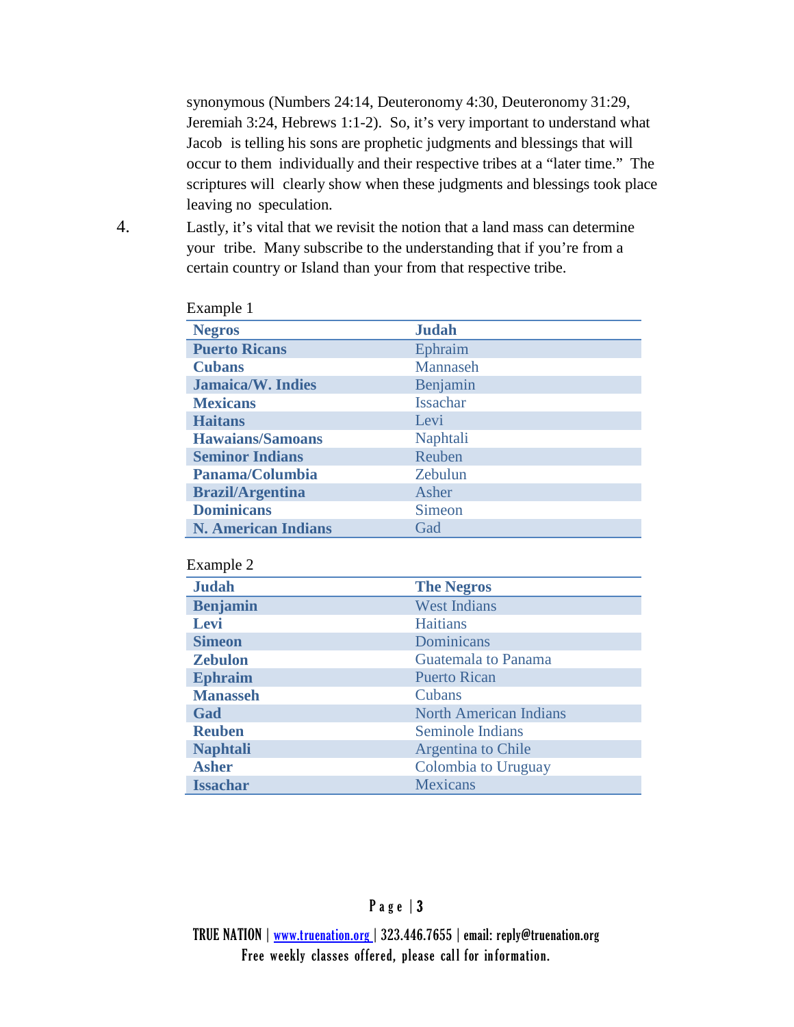synonymous (Numbers 24:14, Deuteronomy 4:30, Deuteronomy 31:29, Jeremiah 3:24, Hebrews 1:1-2). So, it's very important to understand what Jacob is telling his sons are prophetic judgments and blessings that will occur to them individually and their respective tribes at a "later time." The scriptures will clearly show when these judgments and blessings took place leaving no speculation.

4. Lastly, it's vital that we revisit the notion that a land mass can determine your tribe. Many subscribe to the understanding that if you're from a certain country or Island than your from that respective tribe.

Example 1

| Negros | Judah |
|---|---|
| Puerto Ricans | Ephraim |
| Cubans | Mannaseh |
| Jamaica/W. Indies | Benjamin |
| Mexicans | Issachar |
| Haitans | Levi |
| Hawaians/Samoans | Naphtali |
| Seminor Indians | Reuben |
| Panama/Columbia | Zebulun |
| Brazil/Argentina | Asher |
| Dominicans | Simeon |
| N. American Indians | Gad |

Example 2

| Judah | The Negros |
|---|---|
| Benjamin | West Indians |
| Levi | Haitians |
| Simeon | Dominicans |
| Zebulon | Guatemala to Panama |
| Ephraim | Puerto Rican |
| Manasseh | Cubans |
| Gad | North American Indians |
| Reuben | Seminole Indians |
| Naphtali | Argentina to Chile |
| Asher | Colombia to Uruguay |
| Issachar | Mexicans |

TRUE NATION | www.truenation.org | 323.446.7655 | email: reply@truenation.org
Free weekly classes offered, please call for information.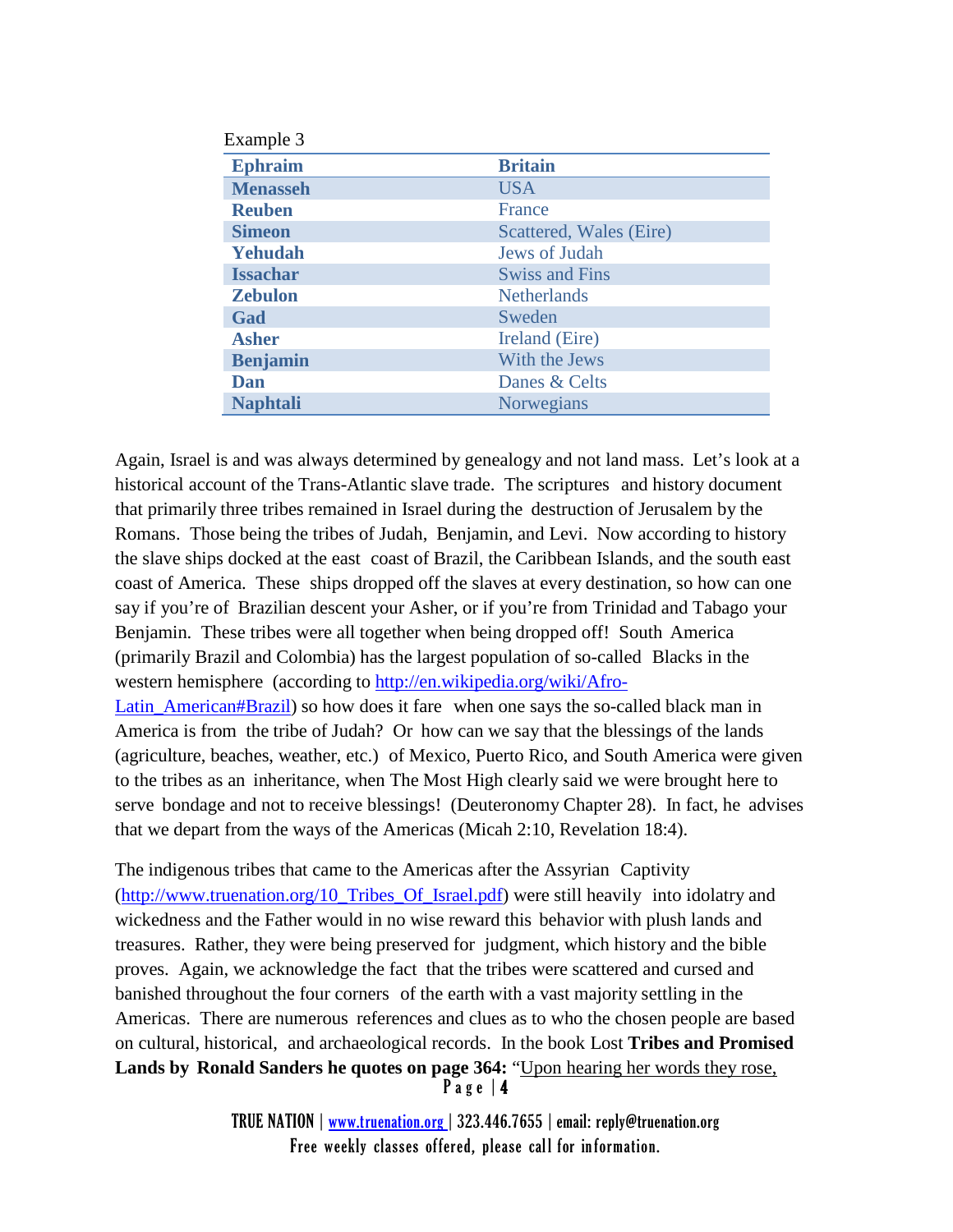Example 3

| | |
|---|---|
| **Ephraim** | **Britain** |
| **Menasseh** | USA |
| **Reuben** | France |
| **Simeon** | Scattered, Wales (Eire) |
| **Yehudah** | Jews of Judah |
| **Issachar** | Swiss and Fins |
| **Zebulon** | Netherlands |
| **Gad** | Sweden |
| **Asher** | Ireland (Eire) |
| **Benjamin** | With the Jews |
| **Dan** | Danes & Celts |
| **Naphtali** | Norwegians |

Again, Israel is and was always determined by genealogy and not land mass. Let's look at a historical account of the Trans-Atlantic slave trade. The scriptures and history document that primarily three tribes remained in Israel during the destruction of Jerusalem by the Romans. Those being the tribes of Judah, Benjamin, and Levi. Now according to history the slave ships docked at the east coast of Brazil, the Caribbean Islands, and the south east coast of America. These ships dropped off the slaves at every destination, so how can one say if you're of Brazilian descent your Asher, or if you're from Trinidad and Tabago your Benjamin. These tribes were all together when being dropped off! South America (primarily Brazil and Colombia) has the largest population of so-called Blacks in the western hemisphere (according to http://en.wikipedia.org/wiki/Afro-Latin_American#Brazil) so how does it fare when one says the so-called black man in America is from the tribe of Judah? Or how can we say that the blessings of the lands (agriculture, beaches, weather, etc.) of Mexico, Puerto Rico, and South America were given to the tribes as an inheritance, when The Most High clearly said we were brought here to serve bondage and not to receive blessings! (Deuteronomy Chapter 28). In fact, he advises that we depart from the ways of the Americas (Micah 2:10, Revelation 18:4).

The indigenous tribes that came to the Americas after the Assyrian Captivity (http://www.truenation.org/10_Tribes_Of_Israel.pdf) were still heavily into idolatry and wickedness and the Father would in no wise reward this behavior with plush lands and treasures. Rather, they were being preserved for judgment, which history and the bible proves. Again, we acknowledge the fact that the tribes were scattered and cursed and banished throughout the four corners of the earth with a vast majority settling in the Americas. There are numerous references and clues as to who the chosen people are based on cultural, historical, and archaeological records. In the book Lost **Tribes and Promised Lands by Ronald Sanders he quotes on page 364:** "Upon hearing her words they rose,

TRUE NATION | www.truenation.org | 323.446.7655 | email: reply@truenation.org
Free weekly classes offered, please call for information.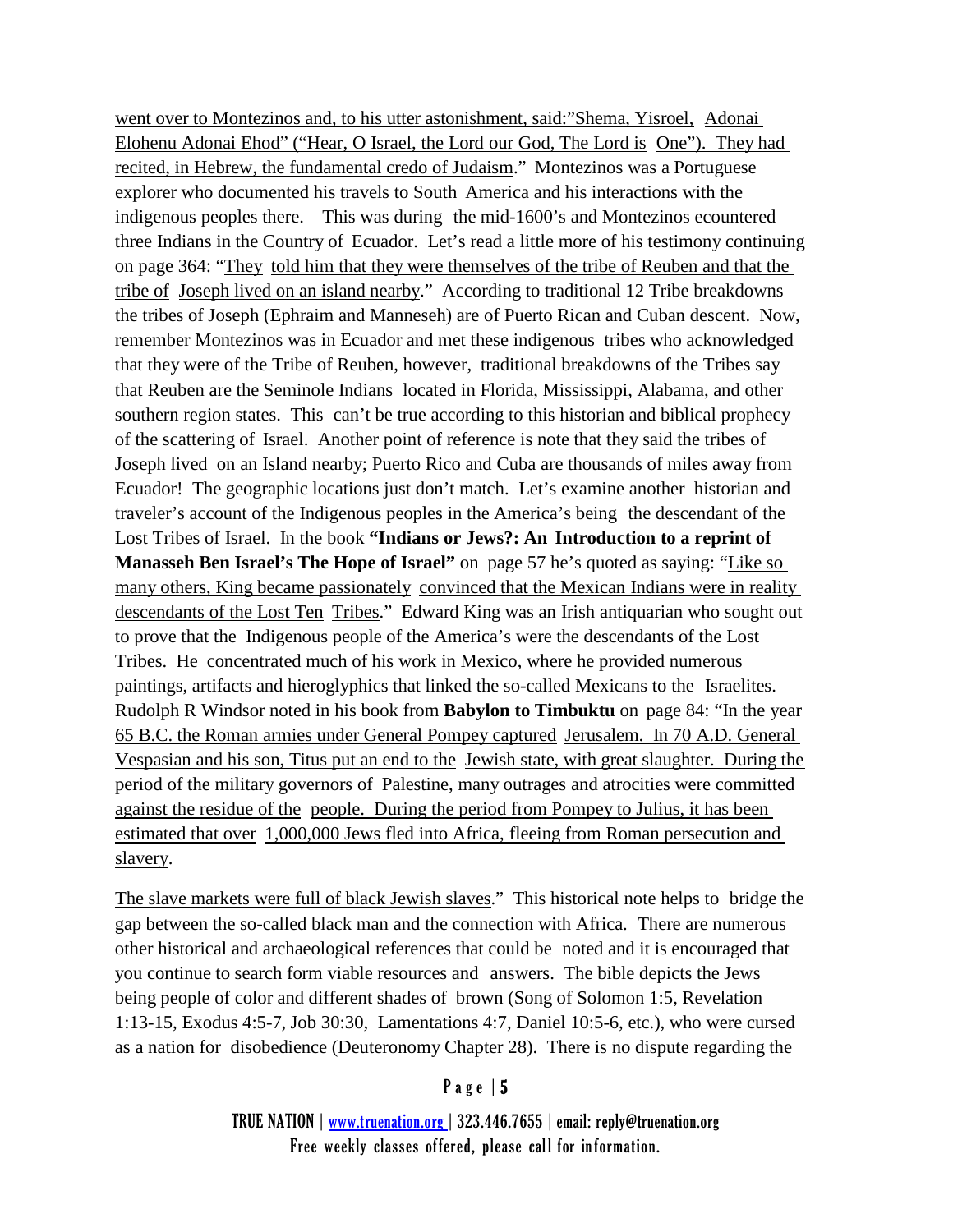went over to Montezinos and, to his utter astonishment, said:"Shema, Yisroel, Adonai Elohenu Adonai Ehod" ("Hear, O Israel, the Lord our God, The Lord is One"). They had recited, in Hebrew, the fundamental credo of Judaism." Montezinos was a Portuguese explorer who documented his travels to South America and his interactions with the indigenous peoples there. This was during the mid-1600's and Montezinos ecountered three Indians in the Country of Ecuador. Let's read a little more of his testimony continuing on page 364: "They told him that they were themselves of the tribe of Reuben and that the tribe of Joseph lived on an island nearby." According to traditional 12 Tribe breakdowns the tribes of Joseph (Ephraim and Manneseh) are of Puerto Rican and Cuban descent. Now, remember Montezinos was in Ecuador and met these indigenous tribes who acknowledged that they were of the Tribe of Reuben, however, traditional breakdowns of the Tribes say that Reuben are the Seminole Indians located in Florida, Mississippi, Alabama, and other southern region states. This can't be true according to this historian and biblical prophecy of the scattering of Israel. Another point of reference is note that they said the tribes of Joseph lived on an Island nearby; Puerto Rico and Cuba are thousands of miles away from Ecuador! The geographic locations just don't match. Let's examine another historian and traveler's account of the Indigenous peoples in the America's being the descendant of the Lost Tribes of Israel. In the book **"Indians or Jews?: An Introduction to a reprint of Manasseh Ben Israel's The Hope of Israel"** on page 57 he's quoted as saying: "Like so many others, King became passionately convinced that the Mexican Indians were in reality descendants of the Lost Ten Tribes." Edward King was an Irish antiquarian who sought out to prove that the Indigenous people of the America's were the descendants of the Lost Tribes. He concentrated much of his work in Mexico, where he provided numerous paintings, artifacts and hieroglyphics that linked the so-called Mexicans to the Israelites. Rudolph R Windsor noted in his book from **Babylon to Timbuktu** on page 84: "In the year 65 B.C. the Roman armies under General Pompey captured Jerusalem. In 70 A.D. General Vespasian and his son, Titus put an end to the Jewish state, with great slaughter. During the period of the military governors of Palestine, many outrages and atrocities were committed against the residue of the people. During the period from Pompey to Julius, it has been estimated that over 1,000,000 Jews fled into Africa, fleeing from Roman persecution and slavery.

The slave markets were full of black Jewish slaves." This historical note helps to bridge the gap between the so-called black man and the connection with Africa. There are numerous other historical and archaeological references that could be noted and it is encouraged that you continue to search form viable resources and answers. The bible depicts the Jews being people of color and different shades of brown (Song of Solomon 1:5, Revelation 1:13-15, Exodus 4:5-7, Job 30:30, Lamentations 4:7, Daniel 10:5-6, etc.), who were cursed as a nation for disobedience (Deuteronomy Chapter 28). There is no dispute regarding the

TRUE NATION | www.truenation.org | 323.446.7655 | email: reply@truenation.org
Free weekly classes offered, please call for information.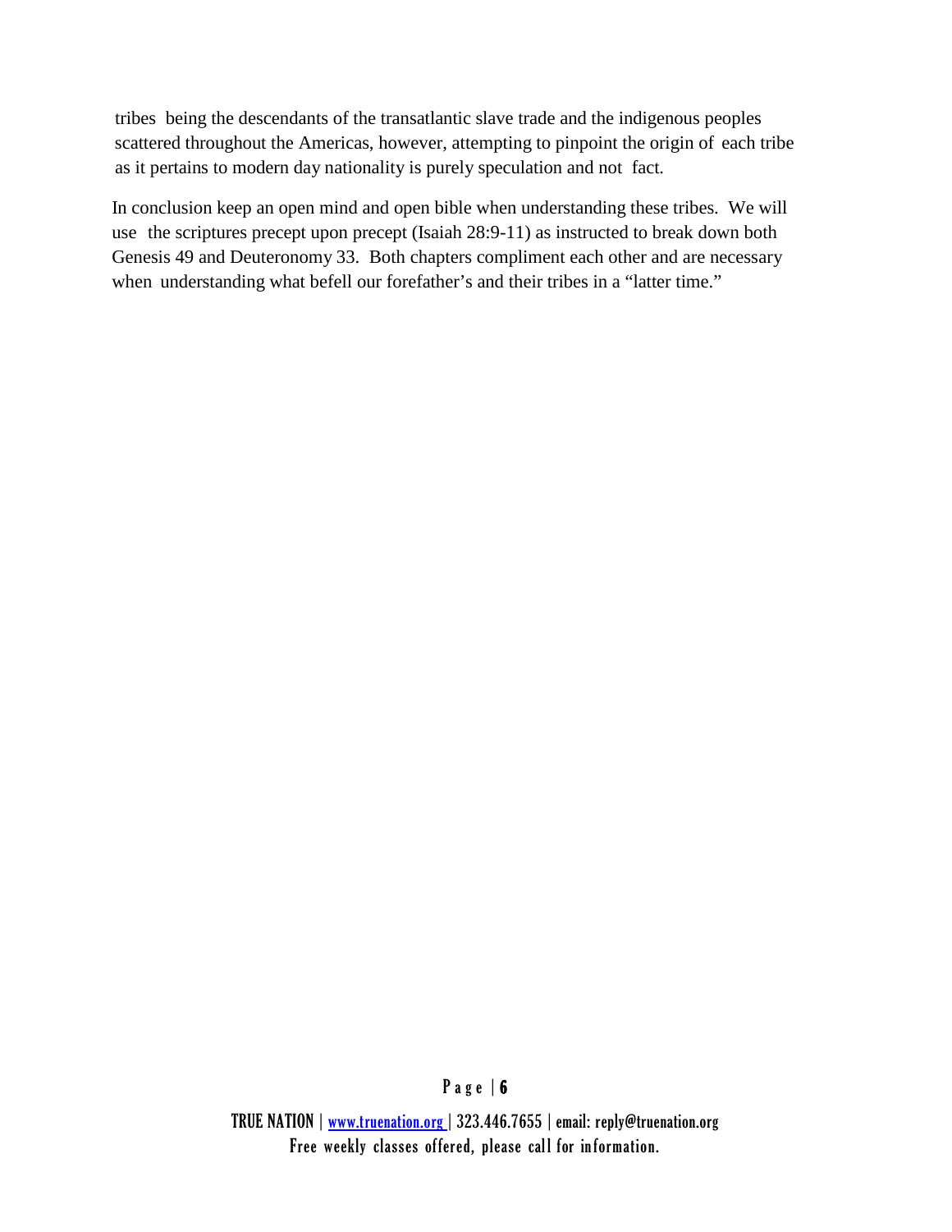tribes being the descendants of the transatlantic slave trade and the indigenous peoples scattered throughout the Americas, however, attempting to pinpoint the origin of each tribe as it pertains to modern day nationality is purely speculation and not fact.

In conclusion keep an open mind and open bible when understanding these tribes. We will use the scriptures precept upon precept (Isaiah 28:9-11) as instructed to break down both Genesis 49 and Deuteronomy 33. Both chapters compliment each other and are necessary when understanding what befell our forefather's and their tribes in a "latter time."